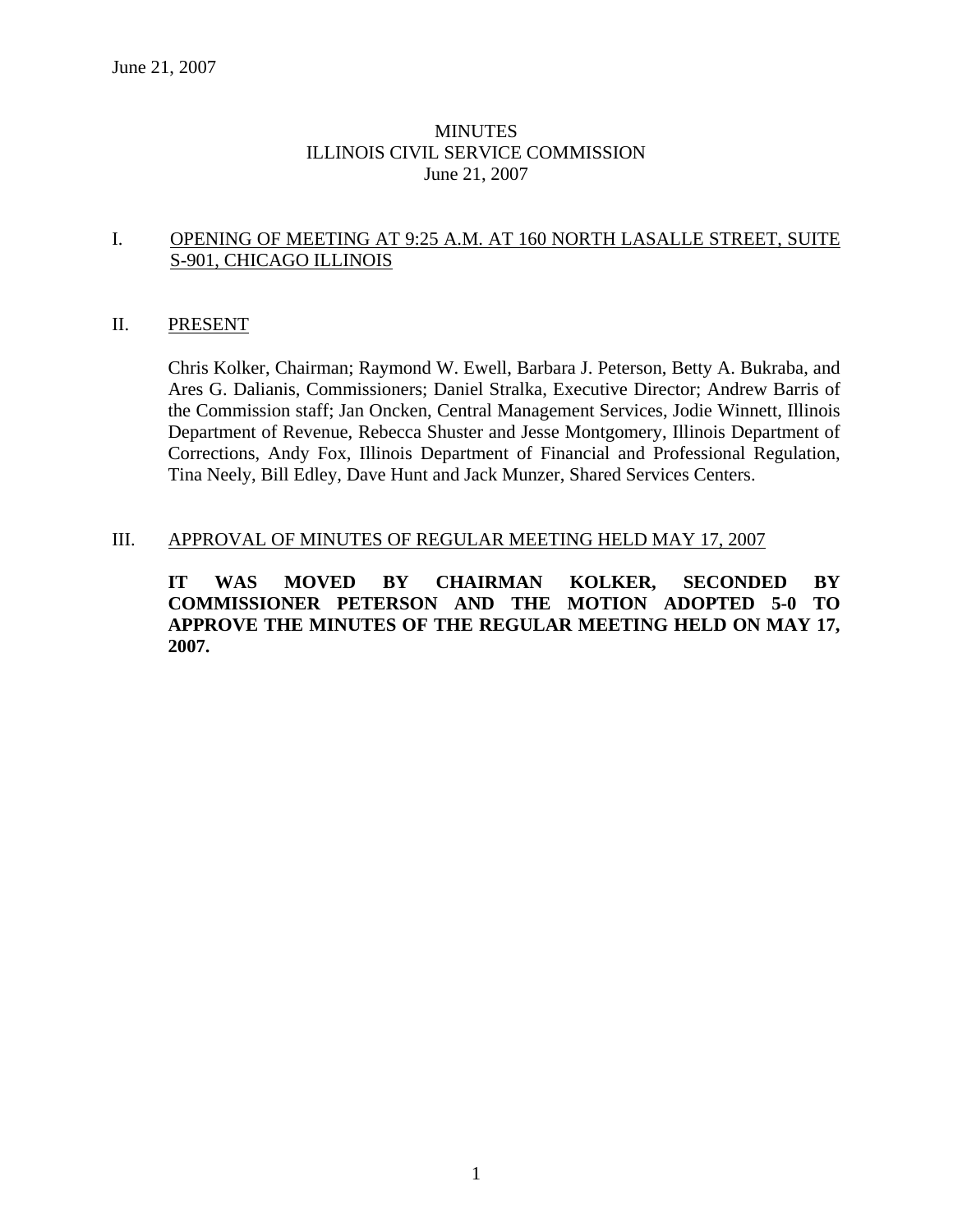June 21, 2007

# MINUTES
# ILLINOIS CIVIL SERVICE COMMISSION
# June 21, 2007

## I. OPENING OF MEETING AT 9:25 A.M. AT 160 NORTH LASALLE STREET, SUITE S-901, CHICAGO ILLINOIS

## II. PRESENT

Chris Kolker, Chairman; Raymond W. Ewell, Barbara J. Peterson, Betty A. Bukraba, and Ares G. Dalianis, Commissioners; Daniel Stralka, Executive Director; Andrew Barris of the Commission staff; Jan Oncken, Central Management Services, Jodie Winnett, Illinois Department of Revenue, Rebecca Shuster and Jesse Montgomery, Illinois Department of Corrections, Andy Fox, Illinois Department of Financial and Professional Regulation, Tina Neely, Bill Edley, Dave Hunt and Jack Munzer, Shared Services Centers.

## III. APPROVAL OF MINUTES OF REGULAR MEETING HELD MAY 17, 2007

**IT WAS MOVED BY CHAIRMAN KOLKER, SECONDED BY COMMISSIONER PETERSON AND THE MOTION ADOPTED 5-0 TO APPROVE THE MINUTES OF THE REGULAR MEETING HELD ON MAY 17, 2007.**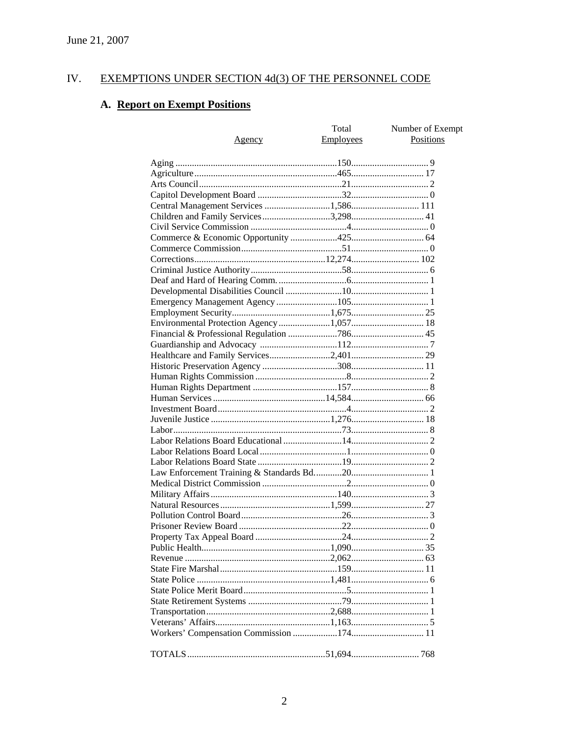June 21, 2007

## IV. EXEMPTIONS UNDER SECTION 4d(3) OF THE PERSONNEL CODE

### A. Report on Exempt Positions

| Agency | Total Employees | Number of Exempt Positions |
|---|---|---|
| Aging | 150 | 9 |
| Agriculture | 465 | 17 |
| Arts Council | 21 | 2 |
| Capitol Development Board | 32 | 0 |
| Central Management Services | 1,586 | 111 |
| Children and Family Services | 3,298 | 41 |
| Civil Service Commission | 4 | 0 |
| Commerce & Economic Opportunity | 425 | 64 |
| Commerce Commission | 51 | 0 |
| Corrections | 12,274 | 102 |
| Criminal Justice Authority | 58 | 6 |
| Deaf and Hard of Hearing Comm. | 6 | 1 |
| Developmental Disabilities Council | 10 | 1 |
| Emergency Management Agency | 105 | 1 |
| Employment Security | 1,675 | 25 |
| Environmental Protection Agency | 1,057 | 18 |
| Financial & Professional Regulation | 786 | 45 |
| Guardianship and Advocacy | 112 | 7 |
| Healthcare and Family Services | 2,401 | 29 |
| Historic Preservation Agency | 308 | 11 |
| Human Rights Commission | 8 | 2 |
| Human Rights Department | 157 | 8 |
| Human Services | 14,584 | 66 |
| Investment Board | 4 | 2 |
| Juvenile Justice | 1,276 | 18 |
| Labor | 73 | 8 |
| Labor Relations Board Educational | 14 | 2 |
| Labor Relations Board Local | 1 | 0 |
| Labor Relations Board State | 19 | 2 |
| Law Enforcement Training & Standards Bd. | 20 | 1 |
| Medical District Commission | 2 | 0 |
| Military Affairs | 140 | 3 |
| Natural Resources | 1,599 | 27 |
| Pollution Control Board | 26 | 3 |
| Prisoner Review Board | 22 | 0 |
| Property Tax Appeal Board | 24 | 2 |
| Public Health | 1,090 | 35 |
| Revenue | 2,062 | 63 |
| State Fire Marshal | 159 | 11 |
| State Police | 1,481 | 6 |
| State Police Merit Board | 5 | 1 |
| State Retirement Systems | 79 | 1 |
| Transportation | 2,688 | 1 |
| Veterans' Affairs | 1,163 | 5 |
| Workers' Compensation Commission | 174 | 11 |
| TOTALS | 51,694 | 768 |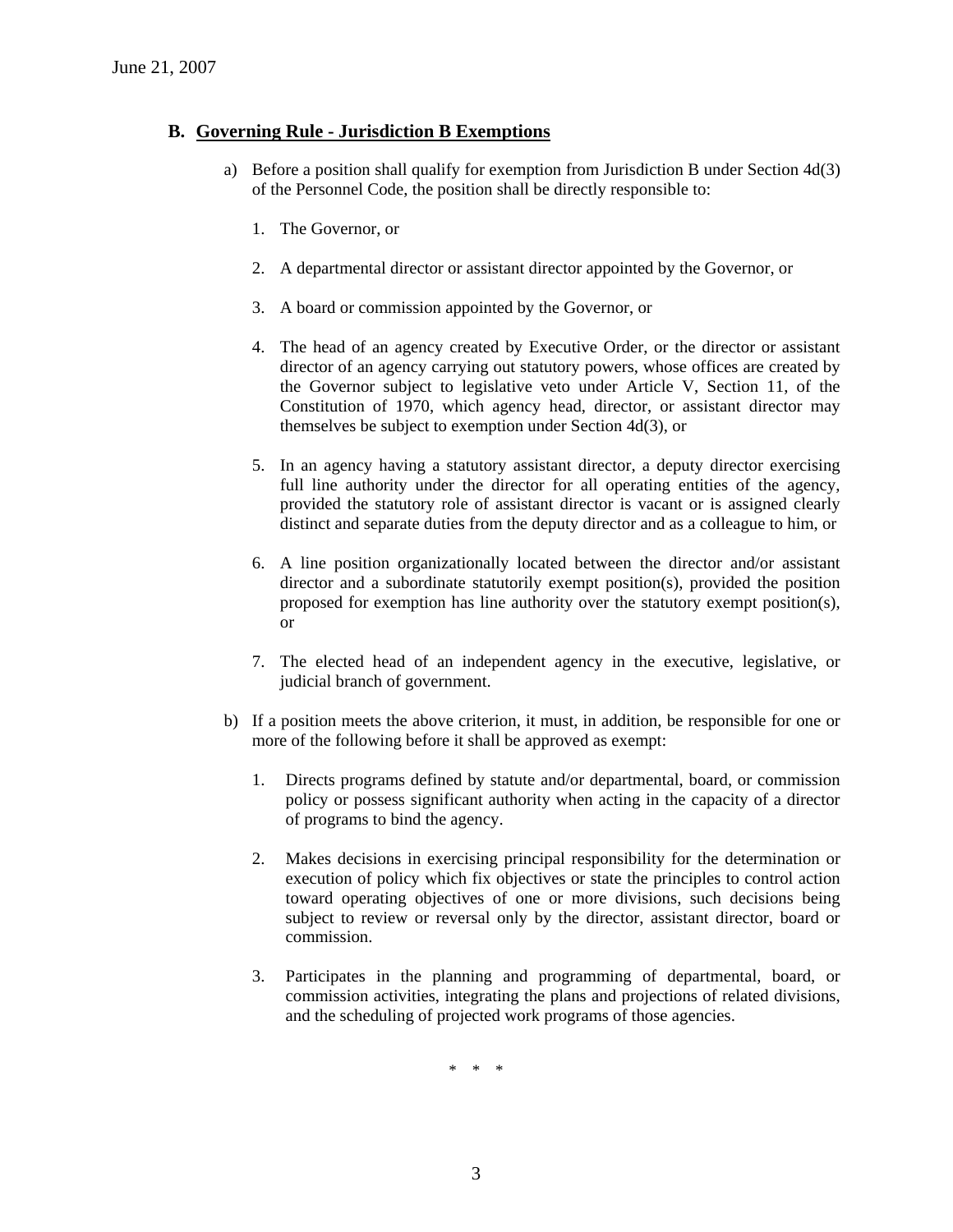## B. Governing Rule - Jurisdiction B Exemptions

a) Before a position shall qualify for exemption from Jurisdiction B under Section 4d(3) of the Personnel Code, the position shall be directly responsible to:

1. The Governor, or

2. A departmental director or assistant director appointed by the Governor, or

3. A board or commission appointed by the Governor, or

4. The head of an agency created by Executive Order, or the director or assistant director of an agency carrying out statutory powers, whose offices are created by the Governor subject to legislative veto under Article V, Section 11, of the Constitution of 1970, which agency head, director, or assistant director may themselves be subject to exemption under Section 4d(3), or

5. In an agency having a statutory assistant director, a deputy director exercising full line authority under the director for all operating entities of the agency, provided the statutory role of assistant director is vacant or is assigned clearly distinct and separate duties from the deputy director and as a colleague to him, or

6. A line position organizationally located between the director and/or assistant director and a subordinate statutorily exempt position(s), provided the position proposed for exemption has line authority over the statutory exempt position(s), or

7. The elected head of an independent agency in the executive, legislative, or judicial branch of government.

b) If a position meets the above criterion, it must, in addition, be responsible for one or more of the following before it shall be approved as exempt:

1. Directs programs defined by statute and/or departmental, board, or commission policy or possess significant authority when acting in the capacity of a director of programs to bind the agency.

2. Makes decisions in exercising principal responsibility for the determination or execution of policy which fix objectives or state the principles to control action toward operating objectives of one or more divisions, such decisions being subject to review or reversal only by the director, assistant director, board or commission.

3. Participates in the planning and programming of departmental, board, or commission activities, integrating the plans and projections of related divisions, and the scheduling of projected work programs of those agencies.

\* \* \*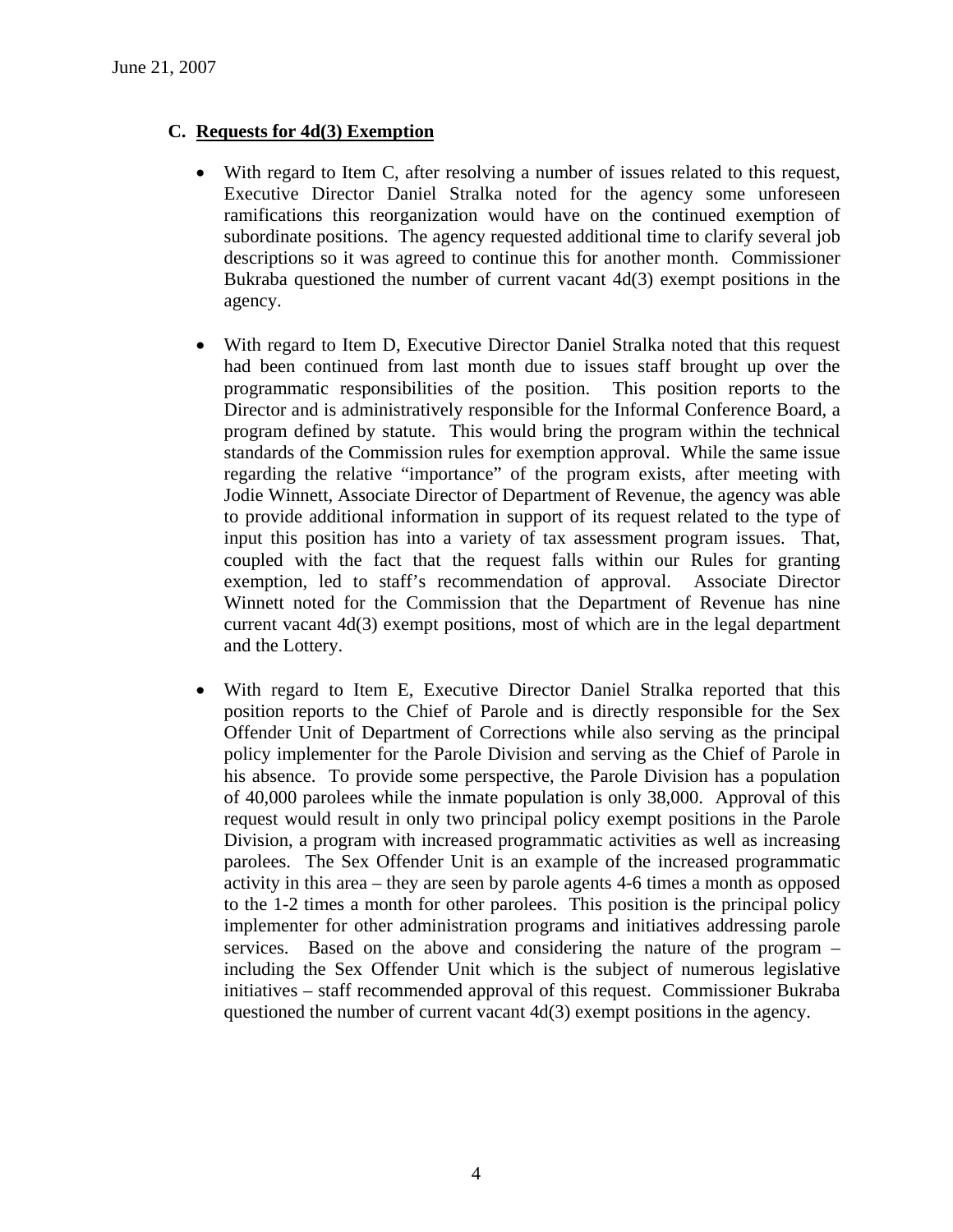## C. Requests for 4d(3) Exemption

- With regard to Item C, after resolving a number of issues related to this request, Executive Director Daniel Stralka noted for the agency some unforeseen ramifications this reorganization would have on the continued exemption of subordinate positions. The agency requested additional time to clarify several job descriptions so it was agreed to continue this for another month. Commissioner Bukraba questioned the number of current vacant 4d(3) exempt positions in the agency.

- With regard to Item D, Executive Director Daniel Stralka noted that this request had been continued from last month due to issues staff brought up over the programmatic responsibilities of the position. This position reports to the Director and is administratively responsible for the Informal Conference Board, a program defined by statute. This would bring the program within the technical standards of the Commission rules for exemption approval. While the same issue regarding the relative "importance" of the program exists, after meeting with Jodie Winnett, Associate Director of Department of Revenue, the agency was able to provide additional information in support of its request related to the type of input this position has into a variety of tax assessment program issues. That, coupled with the fact that the request falls within our Rules for granting exemption, led to staff's recommendation of approval. Associate Director Winnett noted for the Commission that the Department of Revenue has nine current vacant 4d(3) exempt positions, most of which are in the legal department and the Lottery.

- With regard to Item E, Executive Director Daniel Stralka reported that this position reports to the Chief of Parole and is directly responsible for the Sex Offender Unit of Department of Corrections while also serving as the principal policy implementer for the Parole Division and serving as the Chief of Parole in his absence. To provide some perspective, the Parole Division has a population of 40,000 parolees while the inmate population is only 38,000. Approval of this request would result in only two principal policy exempt positions in the Parole Division, a program with increased programmatic activities as well as increasing parolees. The Sex Offender Unit is an example of the increased programmatic activity in this area – they are seen by parole agents 4-6 times a month as opposed to the 1-2 times a month for other parolees. This position is the principal policy implementer for other administration programs and initiatives addressing parole services. Based on the above and considering the nature of the program – including the Sex Offender Unit which is the subject of numerous legislative initiatives – staff recommended approval of this request. Commissioner Bukraba questioned the number of current vacant 4d(3) exempt positions in the agency.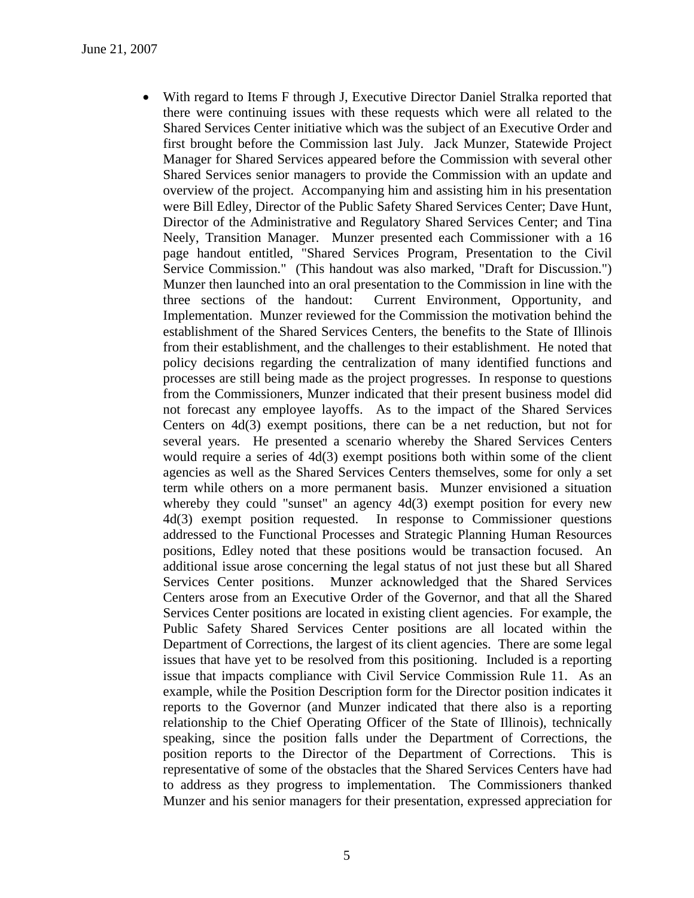- With regard to Items F through J, Executive Director Daniel Stralka reported that there were continuing issues with these requests which were all related to the Shared Services Center initiative which was the subject of an Executive Order and first brought before the Commission last July. Jack Munzer, Statewide Project Manager for Shared Services appeared before the Commission with several other Shared Services senior managers to provide the Commission with an update and overview of the project. Accompanying him and assisting him in his presentation were Bill Edley, Director of the Public Safety Shared Services Center; Dave Hunt, Director of the Administrative and Regulatory Shared Services Center; and Tina Neely, Transition Manager. Munzer presented each Commissioner with a 16 page handout entitled, "Shared Services Program, Presentation to the Civil Service Commission." (This handout was also marked, "Draft for Discussion.") Munzer then launched into an oral presentation to the Commission in line with the three sections of the handout: Current Environment, Opportunity, and Implementation. Munzer reviewed for the Commission the motivation behind the establishment of the Shared Services Centers, the benefits to the State of Illinois from their establishment, and the challenges to their establishment. He noted that policy decisions regarding the centralization of many identified functions and processes are still being made as the project progresses. In response to questions from the Commissioners, Munzer indicated that their present business model did not forecast any employee layoffs. As to the impact of the Shared Services Centers on 4d(3) exempt positions, there can be a net reduction, but not for several years. He presented a scenario whereby the Shared Services Centers would require a series of 4d(3) exempt positions both within some of the client agencies as well as the Shared Services Centers themselves, some for only a set term while others on a more permanent basis. Munzer envisioned a situation whereby they could "sunset" an agency 4d(3) exempt position for every new 4d(3) exempt position requested. In response to Commissioner questions addressed to the Functional Processes and Strategic Planning Human Resources positions, Edley noted that these positions would be transaction focused. An additional issue arose concerning the legal status of not just these but all Shared Services Center positions. Munzer acknowledged that the Shared Services Centers arose from an Executive Order of the Governor, and that all the Shared Services Center positions are located in existing client agencies. For example, the Public Safety Shared Services Center positions are all located within the Department of Corrections, the largest of its client agencies. There are some legal issues that have yet to be resolved from this positioning. Included is a reporting issue that impacts compliance with Civil Service Commission Rule 11. As an example, while the Position Description form for the Director position indicates it reports to the Governor (and Munzer indicated that there also is a reporting relationship to the Chief Operating Officer of the State of Illinois), technically speaking, since the position falls under the Department of Corrections, the position reports to the Director of the Department of Corrections. This is representative of some of the obstacles that the Shared Services Centers have had to address as they progress to implementation. The Commissioners thanked Munzer and his senior managers for their presentation, expressed appreciation for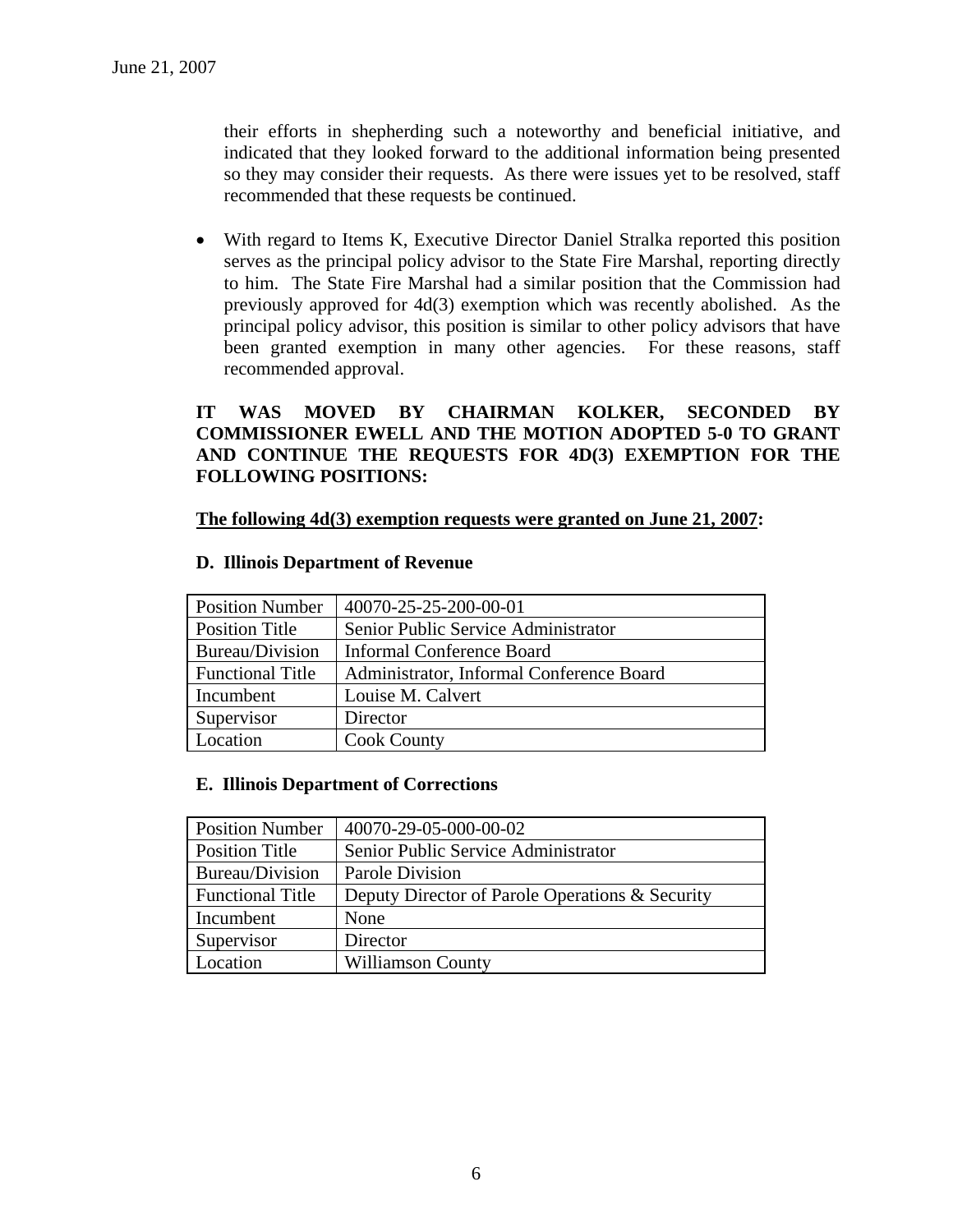their efforts in shepherding such a noteworthy and beneficial initiative, and indicated that they looked forward to the additional information being presented so they may consider their requests. As there were issues yet to be resolved, staff recommended that these requests be continued.

- With regard to Items K, Executive Director Daniel Stralka reported this position serves as the principal policy advisor to the State Fire Marshal, reporting directly to him. The State Fire Marshal had a similar position that the Commission had previously approved for 4d(3) exemption which was recently abolished. As the principal policy advisor, this position is similar to other policy advisors that have been granted exemption in many other agencies. For these reasons, staff recommended approval.

**IT WAS MOVED BY CHAIRMAN KOLKER, SECONDED BY COMMISSIONER EWELL AND THE MOTION ADOPTED 5-0 TO GRANT AND CONTINUE THE REQUESTS FOR 4D(3) EXEMPTION FOR THE FOLLOWING POSITIONS:**

**<u>The following 4d(3) exemption requests were granted on June 21, 2007</u>:**

**D. Illinois Department of Revenue**

| Position Number | 40070-25-25-200-00-01 |
|---|---|
| Position Title | Senior Public Service Administrator |
| Bureau/Division | Informal Conference Board |
| Functional Title | Administrator, Informal Conference Board |
| Incumbent | Louise M. Calvert |
| Supervisor | Director |
| Location | Cook County |

**E. Illinois Department of Corrections**

| Position Number | 40070-29-05-000-00-02 |
|---|---|
| Position Title | Senior Public Service Administrator |
| Bureau/Division | Parole Division |
| Functional Title | Deputy Director of Parole Operations & Security |
| Incumbent | None |
| Supervisor | Director |
| Location | Williamson County |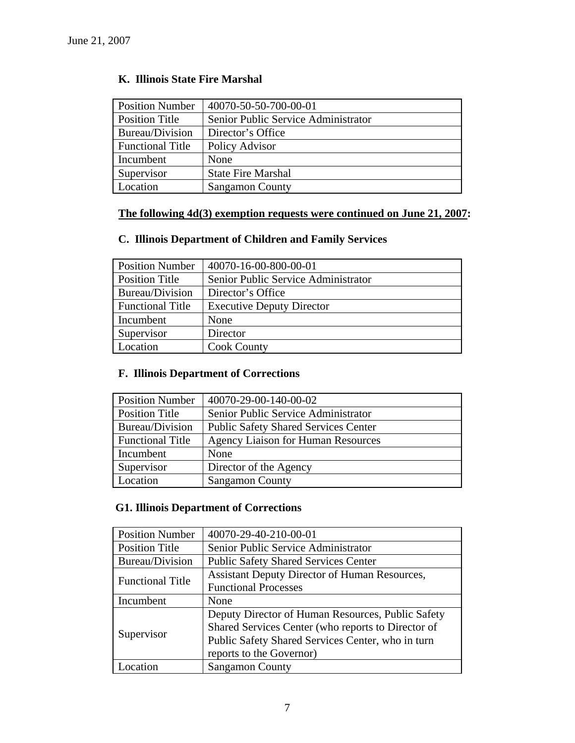June 21, 2007

### K. Illinois State Fire Marshal

| Position Number | 40070-50-50-700-00-01 |
|---|---|
| Position Title | Senior Public Service Administrator |
| Bureau/Division | Director's Office |
| Functional Title | Policy Advisor |
| Incumbent | None |
| Supervisor | State Fire Marshal |
| Location | Sangamon County |

**The following 4d(3) exemption requests were continued on June 21, 2007:**

### C. Illinois Department of Children and Family Services

| Position Number | 40070-16-00-800-00-01 |
|---|---|
| Position Title | Senior Public Service Administrator |
| Bureau/Division | Director's Office |
| Functional Title | Executive Deputy Director |
| Incumbent | None |
| Supervisor | Director |
| Location | Cook County |

### F. Illinois Department of Corrections

| Position Number | 40070-29-00-140-00-02 |
|---|---|
| Position Title | Senior Public Service Administrator |
| Bureau/Division | Public Safety Shared Services Center |
| Functional Title | Agency Liaison for Human Resources |
| Incumbent | None |
| Supervisor | Director of the Agency |
| Location | Sangamon County |

### G1. Illinois Department of Corrections

| Position Number | 40070-29-40-210-00-01 |
|---|---|
| Position Title | Senior Public Service Administrator |
| Bureau/Division | Public Safety Shared Services Center |
| Functional Title | Assistant Deputy Director of Human Resources, Functional Processes |
| Incumbent | None |
| Supervisor | Deputy Director of Human Resources, Public Safety Shared Services Center (who reports to Director of Public Safety Shared Services Center, who in turn reports to the Governor) |
| Location | Sangamon County |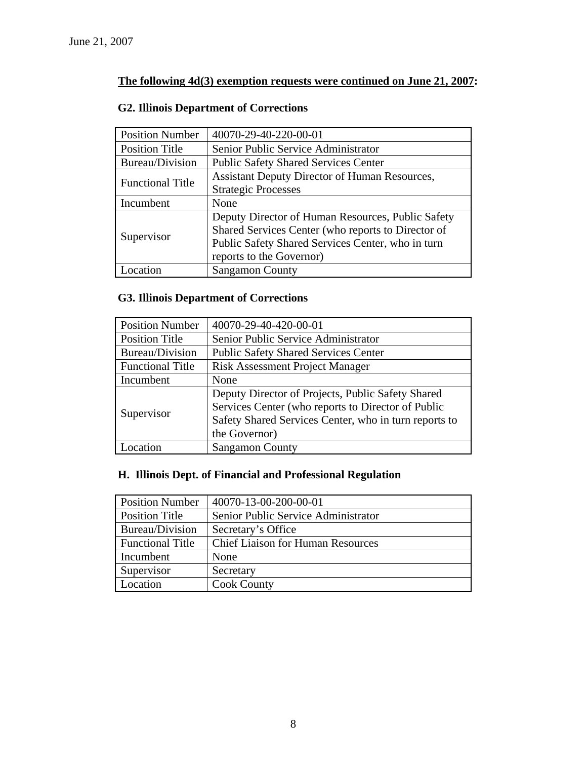June 21, 2007

**<u>The following 4d(3) exemption requests were continued on June 21, 2007</u>:**

**G2. Illinois Department of Corrections**

| Position Number | 40070-29-40-220-00-01 |
|---|---|
| Position Title | Senior Public Service Administrator |
| Bureau/Division | Public Safety Shared Services Center |
| Functional Title | Assistant Deputy Director of Human Resources, Strategic Processes |
| Incumbent | None |
| Supervisor | Deputy Director of Human Resources, Public Safety Shared Services Center (who reports to Director of Public Safety Shared Services Center, who in turn reports to the Governor) |
| Location | Sangamon County |

**G3. Illinois Department of Corrections**

| Position Number | 40070-29-40-420-00-01 |
|---|---|
| Position Title | Senior Public Service Administrator |
| Bureau/Division | Public Safety Shared Services Center |
| Functional Title | Risk Assessment Project Manager |
| Incumbent | None |
| Supervisor | Deputy Director of Projects, Public Safety Shared Services Center (who reports to Director of Public Safety Shared Services Center, who in turn reports to the Governor) |
| Location | Sangamon County |

**H. Illinois Dept. of Financial and Professional Regulation**

| Position Number | 40070-13-00-200-00-01 |
|---|---|
| Position Title | Senior Public Service Administrator |
| Bureau/Division | Secretary's Office |
| Functional Title | Chief Liaison for Human Resources |
| Incumbent | None |
| Supervisor | Secretary |
| Location | Cook County |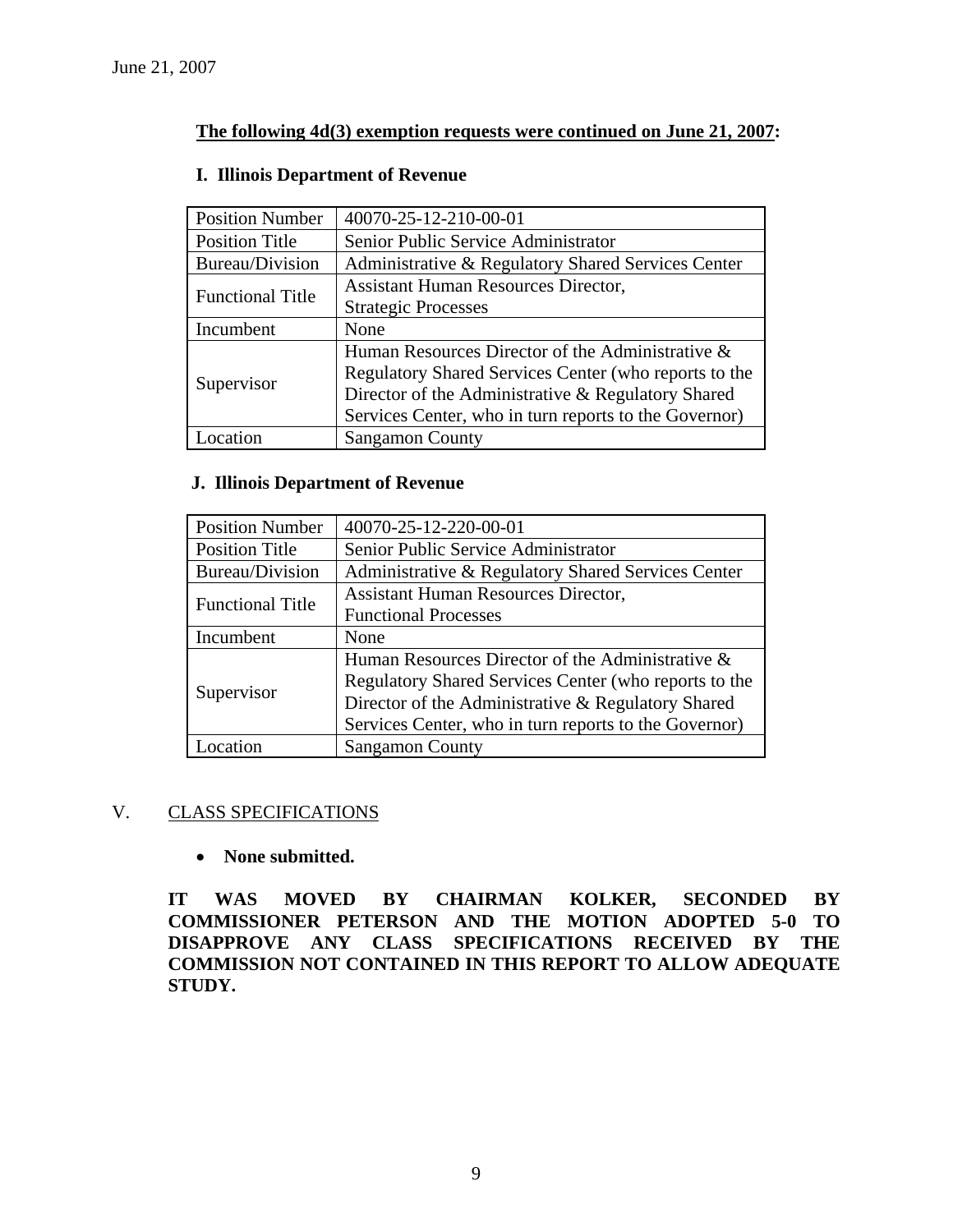June 21, 2007

**The following 4d(3) exemption requests were continued on June 21, 2007:**

**I. Illinois Department of Revenue**

| Position Number | 40070-25-12-210-00-01 |
|---|---|
| Position Title | Senior Public Service Administrator |
| Bureau/Division | Administrative & Regulatory Shared Services Center |
| Functional Title | Assistant Human Resources Director, Strategic Processes |
| Incumbent | None |
| Supervisor | Human Resources Director of the Administrative & Regulatory Shared Services Center (who reports to the Director of the Administrative & Regulatory Shared Services Center, who in turn reports to the Governor) |
| Location | Sangamon County |

**J. Illinois Department of Revenue**

| Position Number | 40070-25-12-220-00-01 |
|---|---|
| Position Title | Senior Public Service Administrator |
| Bureau/Division | Administrative & Regulatory Shared Services Center |
| Functional Title | Assistant Human Resources Director, Functional Processes |
| Incumbent | None |
| Supervisor | Human Resources Director of the Administrative & Regulatory Shared Services Center (who reports to the Director of the Administrative & Regulatory Shared Services Center, who in turn reports to the Governor) |
| Location | Sangamon County |

## V. CLASS SPECIFICATIONS

- **None submitted.**

**IT WAS MOVED BY CHAIRMAN KOLKER, SECONDED BY COMMISSIONER PETERSON AND THE MOTION ADOPTED 5-0 TO DISAPPROVE ANY CLASS SPECIFICATIONS RECEIVED BY THE COMMISSION NOT CONTAINED IN THIS REPORT TO ALLOW ADEQUATE STUDY.**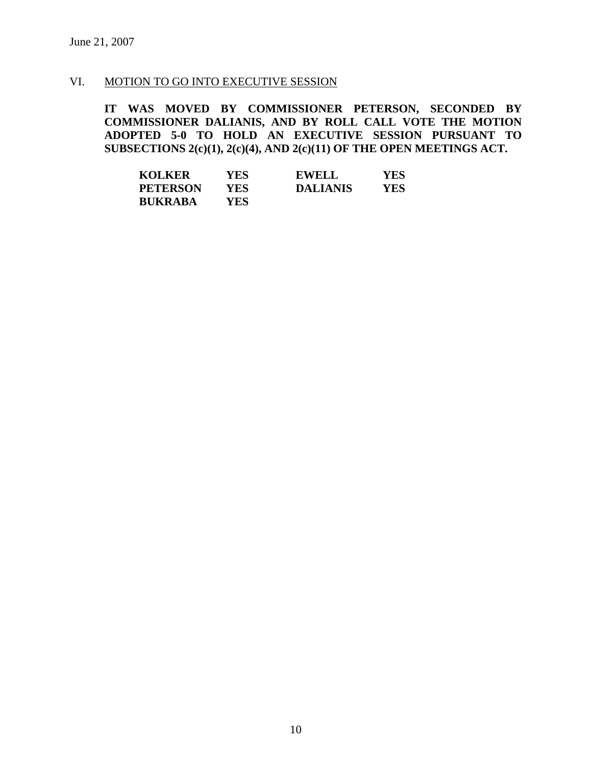June 21, 2007

VI. MOTION TO GO INTO EXECUTIVE SESSION

**IT WAS MOVED BY COMMISSIONER PETERSON, SECONDED BY COMMISSIONER DALIANIS, AND BY ROLL CALL VOTE THE MOTION ADOPTED 5-0 TO HOLD AN EXECUTIVE SESSION PURSUANT TO SUBSECTIONS 2(c)(1), 2(c)(4), AND 2(c)(11) OF THE OPEN MEETINGS ACT.**

| | | | |
|---|---|---|---|
| **KOLKER** | **YES** | **EWELL** | **YES** |
| **PETERSON** | **YES** | **DALIANIS** | **YES** |
| **BUKRABA** | **YES** | | |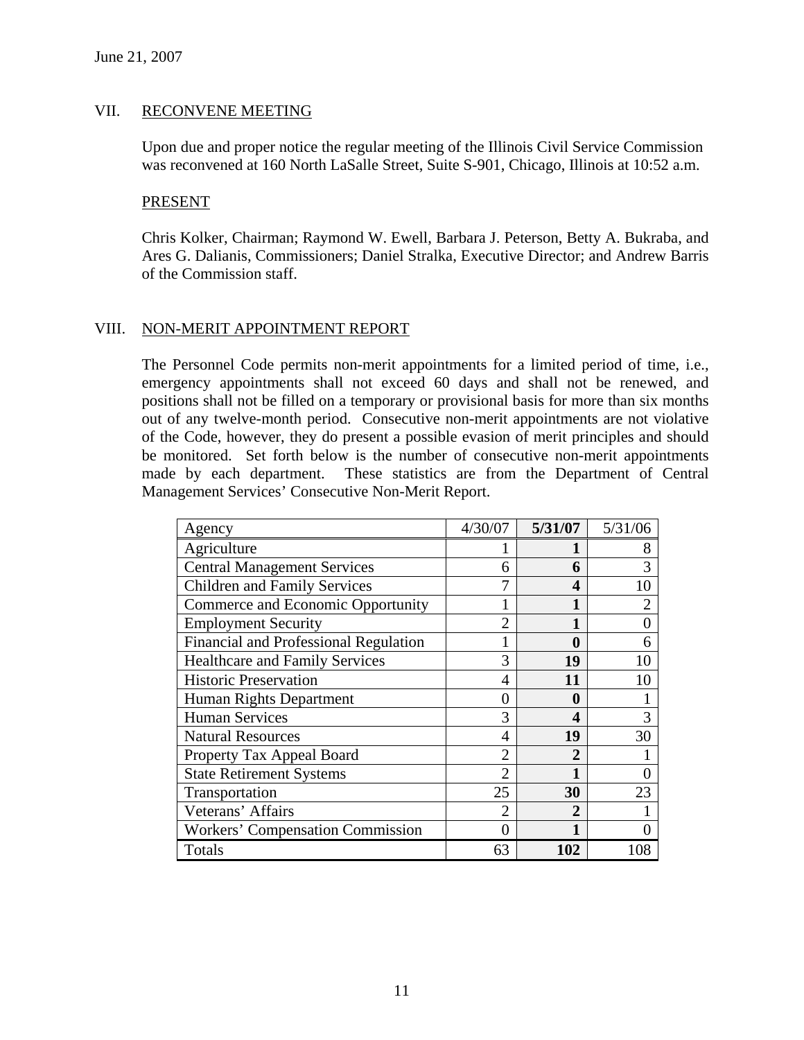June 21, 2007

## VII. RECONVENE MEETING

Upon due and proper notice the regular meeting of the Illinois Civil Service Commission was reconvened at 160 North LaSalle Street, Suite S-901, Chicago, Illinois at 10:52 a.m.

### PRESENT

Chris Kolker, Chairman; Raymond W. Ewell, Barbara J. Peterson, Betty A. Bukraba, and Ares G. Dalianis, Commissioners; Daniel Stralka, Executive Director; and Andrew Barris of the Commission staff.

## VIII. NON-MERIT APPOINTMENT REPORT

The Personnel Code permits non-merit appointments for a limited period of time, i.e., emergency appointments shall not exceed 60 days and shall not be renewed, and positions shall not be filled on a temporary or provisional basis for more than six months out of any twelve-month period. Consecutive non-merit appointments are not violative of the Code, however, they do present a possible evasion of merit principles and should be monitored. Set forth below is the number of consecutive non-merit appointments made by each department. These statistics are from the Department of Central Management Services' Consecutive Non-Merit Report.

| Agency | 4/30/07 | **5/31/07** | 5/31/06 |
|---|---|---|---|
| Agriculture | 1 | **1** | 8 |
| Central Management Services | 6 | **6** | 3 |
| Children and Family Services | 7 | **4** | 10 |
| Commerce and Economic Opportunity | 1 | **1** | 2 |
| Employment Security | 2 | **1** | 0 |
| Financial and Professional Regulation | 1 | **0** | 6 |
| Healthcare and Family Services | 3 | **19** | 10 |
| Historic Preservation | 4 | **11** | 10 |
| Human Rights Department | 0 | **0** | 1 |
| Human Services | 3 | **4** | 3 |
| Natural Resources | 4 | **19** | 30 |
| Property Tax Appeal Board | 2 | **2** | 1 |
| State Retirement Systems | 2 | **1** | 0 |
| Transportation | 25 | **30** | 23 |
| Veterans' Affairs | 2 | **2** | 1 |
| Workers' Compensation Commission | 0 | **1** | 0 |
| Totals | 63 | **102** | 108 |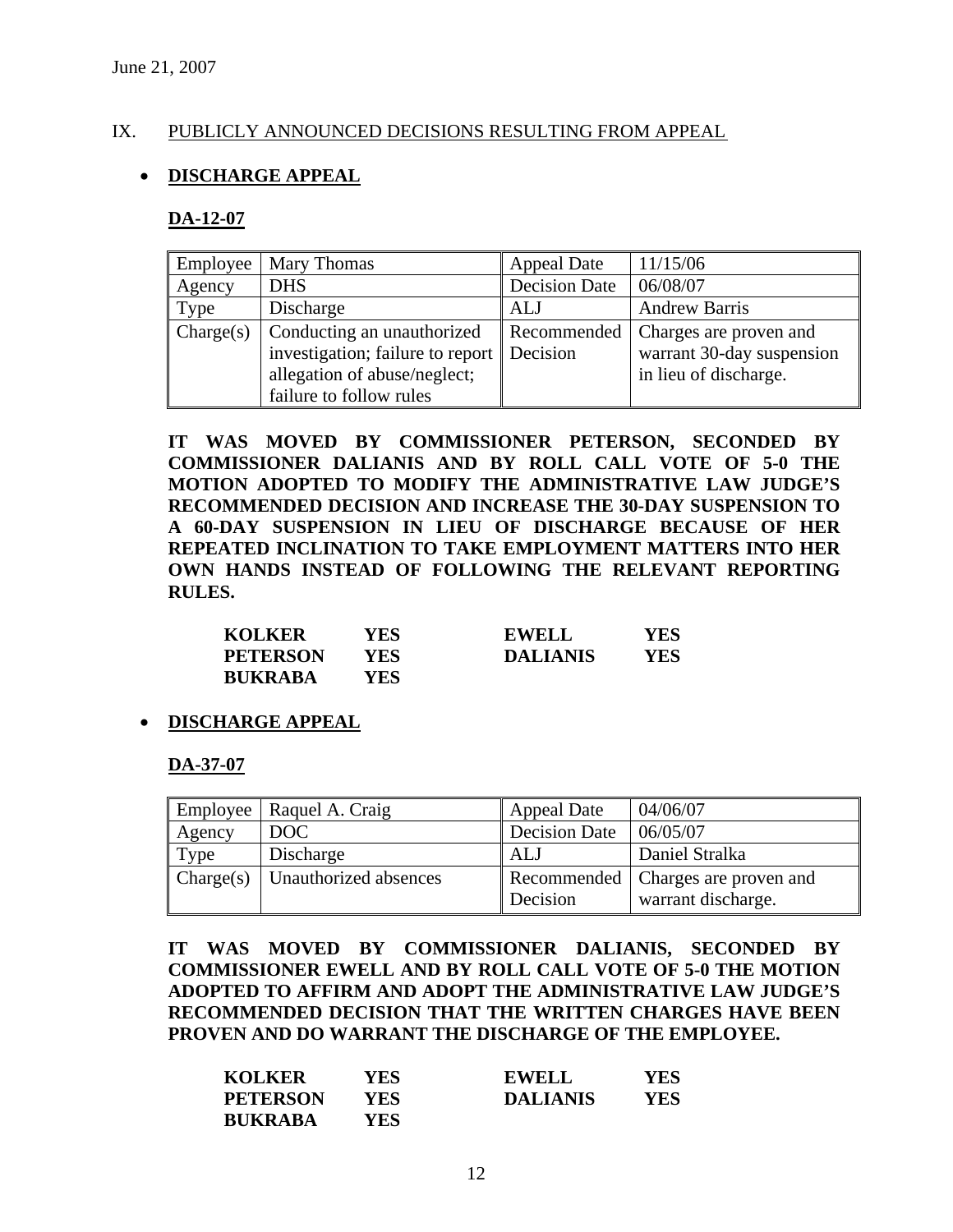June 21, 2007

## IX. PUBLICLY ANNOUNCED DECISIONS RESULTING FROM APPEAL

- **DISCHARGE APPEAL**

### DA-12-07

| Employee | Mary Thomas | Appeal Date | 11/15/06 |
|---|---|---|---|
| Agency | DHS | Decision Date | 06/08/07 |
| Type | Discharge | ALJ | Andrew Barris |
| Charge(s) | Conducting an unauthorized investigation; failure to report allegation of abuse/neglect; failure to follow rules | Recommended Decision | Charges are proven and warrant 30-day suspension in lieu of discharge. |

**IT WAS MOVED BY COMMISSIONER PETERSON, SECONDED BY COMMISSIONER DALIANIS AND BY ROLL CALL VOTE OF 5-0 THE MOTION ADOPTED TO MODIFY THE ADMINISTRATIVE LAW JUDGE'S RECOMMENDED DECISION AND INCREASE THE 30-DAY SUSPENSION TO A 60-DAY SUSPENSION IN LIEU OF DISCHARGE BECAUSE OF HER REPEATED INCLINATION TO TAKE EMPLOYMENT MATTERS INTO HER OWN HANDS INSTEAD OF FOLLOWING THE RELEVANT REPORTING RULES.**

| | | | |
|---|---|---|---|
| **KOLKER** | **YES** | **EWELL** | **YES** |
| **PETERSON** | **YES** | **DALIANIS** | **YES** |
| **BUKRABA** | **YES** | | |

- **DISCHARGE APPEAL**

### DA-37-07

| Employee | Raquel A. Craig | Appeal Date | 04/06/07 |
|---|---|---|---|
| Agency | DOC | Decision Date | 06/05/07 |
| Type | Discharge | ALJ | Daniel Stralka |
| Charge(s) | Unauthorized absences | Recommended Decision | Charges are proven and warrant discharge. |

**IT WAS MOVED BY COMMISSIONER DALIANIS, SECONDED BY COMMISSIONER EWELL AND BY ROLL CALL VOTE OF 5-0 THE MOTION ADOPTED TO AFFIRM AND ADOPT THE ADMINISTRATIVE LAW JUDGE'S RECOMMENDED DECISION THAT THE WRITTEN CHARGES HAVE BEEN PROVEN AND DO WARRANT THE DISCHARGE OF THE EMPLOYEE.**

| | | | |
|---|---|---|---|
| **KOLKER** | **YES** | **EWELL** | **YES** |
| **PETERSON** | **YES** | **DALIANIS** | **YES** |
| **BUKRABA** | **YES** | | |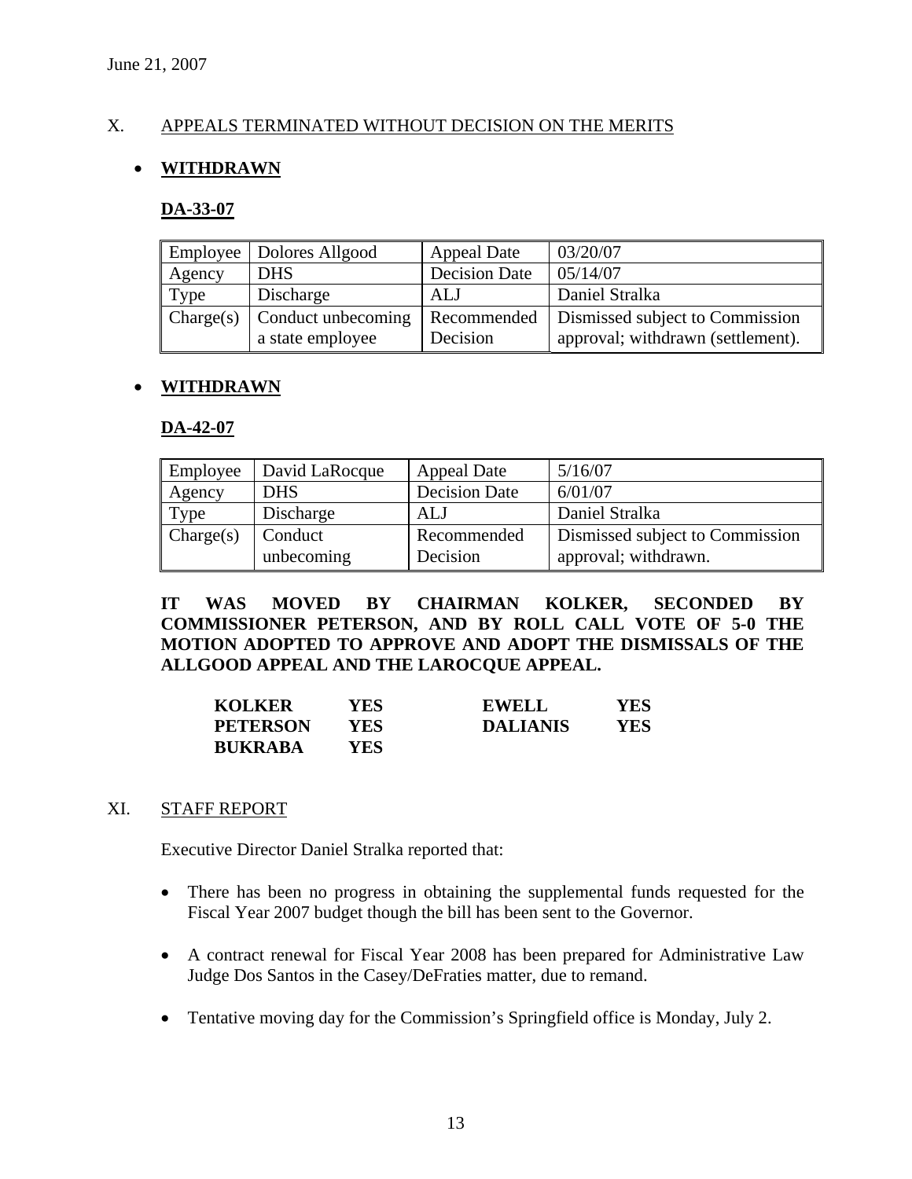June 21, 2007

## X. APPEALS TERMINATED WITHOUT DECISION ON THE MERITS

- **WITHDRAWN**

**DA-33-07**

| Employee | Dolores Allgood | Appeal Date | 03/20/07 |
|---|---|---|---|
| Agency | DHS | Decision Date | 05/14/07 |
| Type | Discharge | ALJ | Daniel Stralka |
| Charge(s) | Conduct unbecoming a state employee | Recommended Decision | Dismissed subject to Commission approval; withdrawn (settlement). |

- **WITHDRAWN**

**DA-42-07**

| Employee | David LaRocque | Appeal Date | 5/16/07 |
|---|---|---|---|
| Agency | DHS | Decision Date | 6/01/07 |
| Type | Discharge | ALJ | Daniel Stralka |
| Charge(s) | Conduct unbecoming | Recommended Decision | Dismissed subject to Commission approval; withdrawn. |

**IT WAS MOVED BY CHAIRMAN KOLKER, SECONDED BY COMMISSIONER PETERSON, AND BY ROLL CALL VOTE OF 5-0 THE MOTION ADOPTED TO APPROVE AND ADOPT THE DISMISSALS OF THE ALLGOOD APPEAL AND THE LAROCQUE APPEAL.**

| | | | |
|---|---|---|---|
| **KOLKER** | **YES** | **EWELL** | **YES** |
| **PETERSON** | **YES** | **DALIANIS** | **YES** |
| **BUKRABA** | **YES** | | |

## XI. STAFF REPORT

Executive Director Daniel Stralka reported that:

- There has been no progress in obtaining the supplemental funds requested for the Fiscal Year 2007 budget though the bill has been sent to the Governor.
- A contract renewal for Fiscal Year 2008 has been prepared for Administrative Law Judge Dos Santos in the Casey/DeFraties matter, due to remand.
- Tentative moving day for the Commission's Springfield office is Monday, July 2.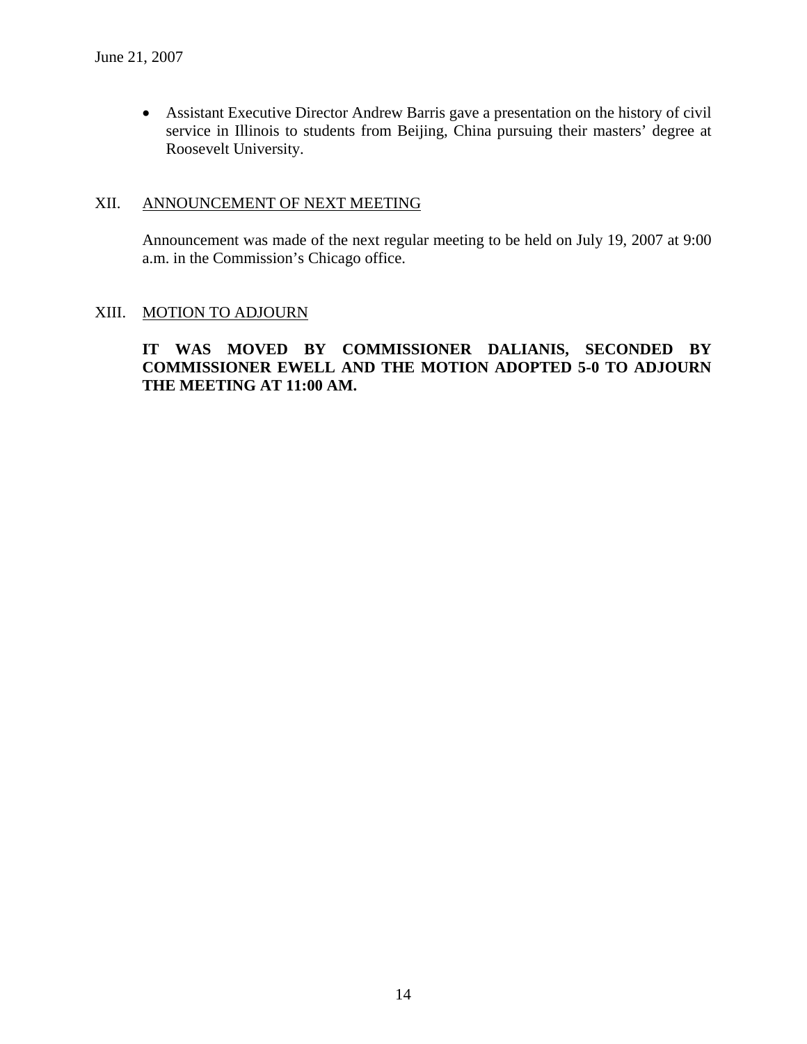- Assistant Executive Director Andrew Barris gave a presentation on the history of civil service in Illinois to students from Beijing, China pursuing their masters' degree at Roosevelt University.

## XII. ANNOUNCEMENT OF NEXT MEETING

Announcement was made of the next regular meeting to be held on July 19, 2007 at 9:00 a.m. in the Commission's Chicago office.

## XIII. MOTION TO ADJOURN

**IT WAS MOVED BY COMMISSIONER DALIANIS, SECONDED BY COMMISSIONER EWELL AND THE MOTION ADOPTED 5-0 TO ADJOURN THE MEETING AT 11:00 AM.**